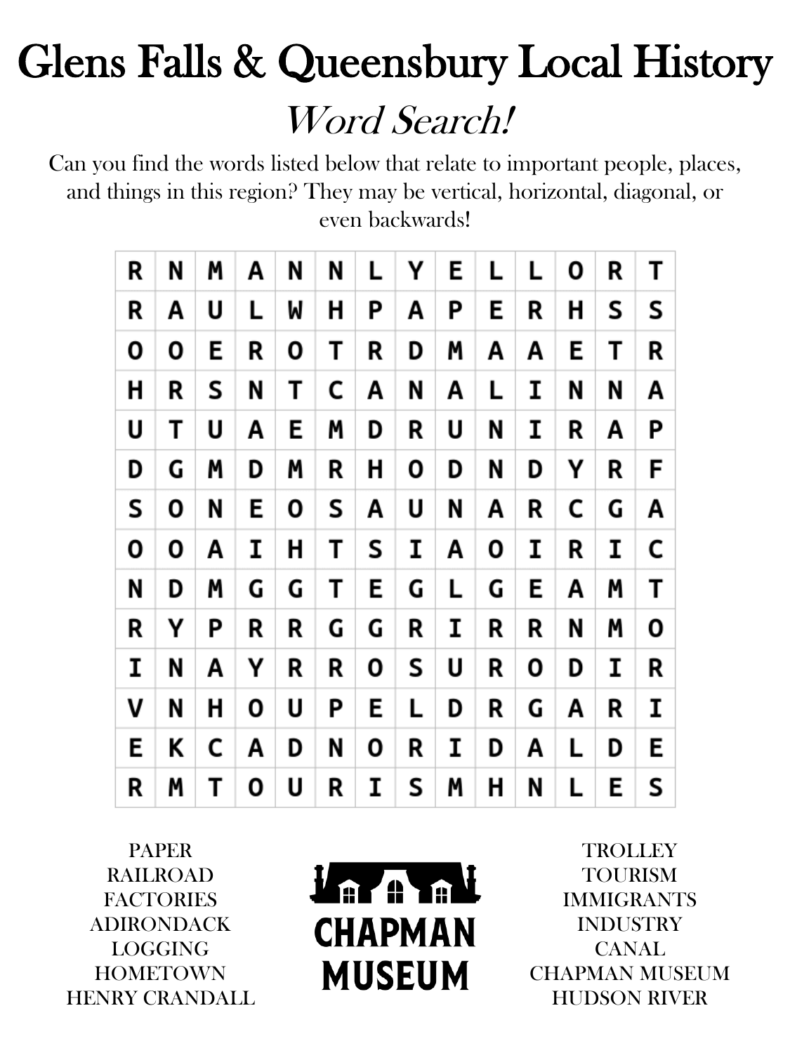# Glens Falls & Queensbury Local History

## *Word Search!*

Can you find the words listed below that relate to important people, places, and things in this region? They may be vertical, horizontal, diagonal, or even backwards!

| | | | | | | | | | | | | | |
|---|---|---|---|---|---|---|---|---|---|---|---|---|---|
| R | N | M | A | N | N | L | Y | E | L | L | O | R | T |
| R | A | U | L | W | H | P | A | P | E | R | H | S | S |
| O | O | E | R | O | T | R | D | M | A | A | E | T | R |
| H | R | S | N | T | C | A | N | A | L | I | N | N | A |
| U | T | U | A | E | M | D | R | U | N | I | R | A | P |
| D | G | M | D | M | R | H | O | D | N | D | Y | R | F |
| S | O | N | E | O | S | A | U | N | A | R | C | G | A |
| O | O | A | I | H | T | S | I | A | O | I | R | I | C |
| N | D | M | G | G | T | E | G | L | G | E | A | M | T |
| R | Y | P | R | R | G | G | R | I | R | R | N | M | O |
| I | N | A | Y | R | R | O | S | U | R | O | D | I | R |
| V | N | H | O | U | P | E | L | D | R | G | A | R | I |
| E | K | C | A | D | N | O | R | I | D | A | L | D | E |
| R | M | T | O | U | R | I | S | M | H | N | L | E | S |

PAPER
RAILROAD
FACTORIES
ADIRONDACK
LOGGING
HOMETOWN
HENRY CRANDALL

CHAPMAN MUSEUM

TROLLEY
TOURISM
IMMIGRANTS
INDUSTRY
CANAL
CHAPMAN MUSEUM
HUDSON RIVER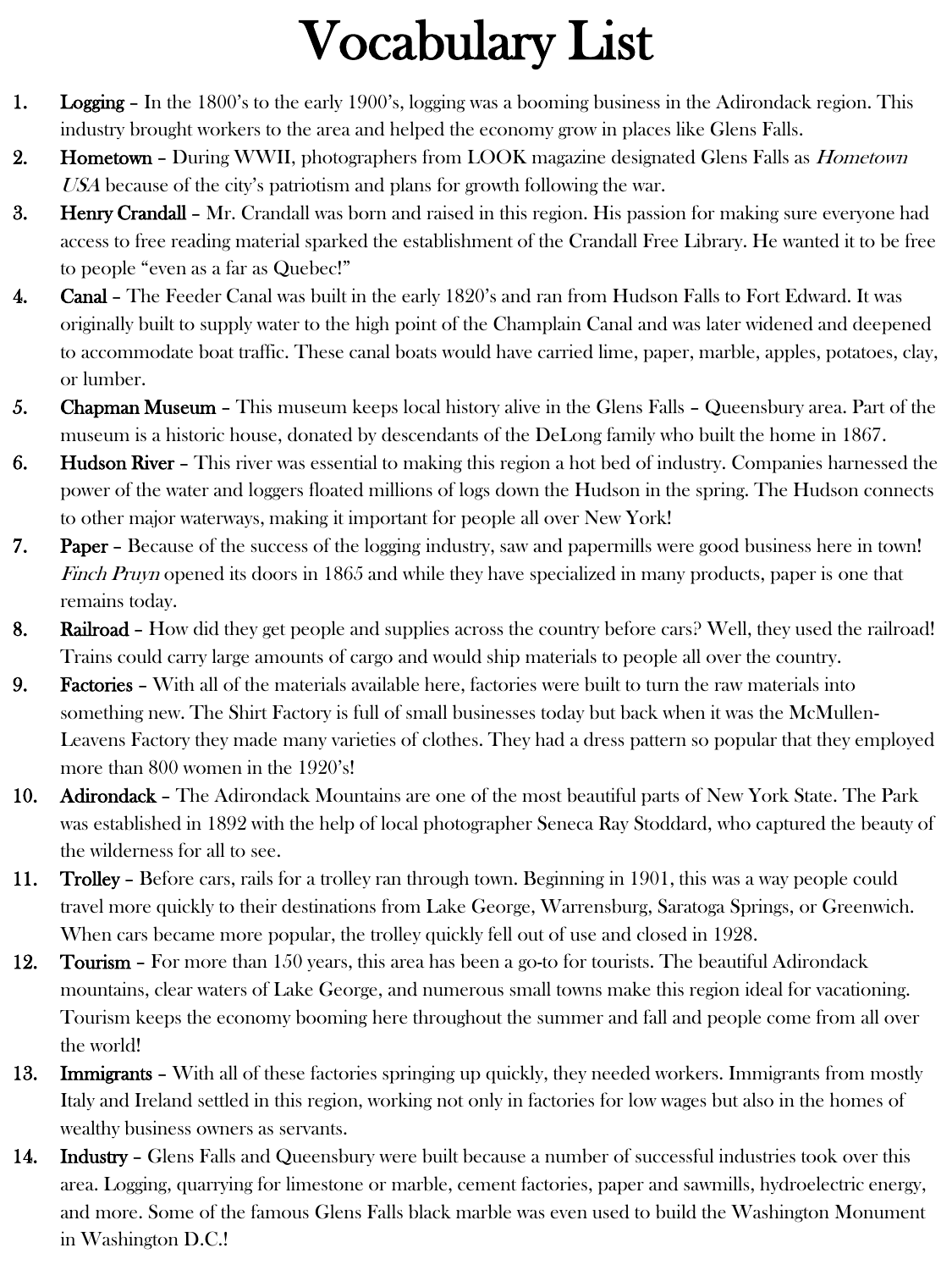# Vocabulary List

1. **Logging** – In the 1800's to the early 1900's, logging was a booming business in the Adirondack region. This industry brought workers to the area and helped the economy grow in places like Glens Falls.
2. **Hometown** – During WWII, photographers from LOOK magazine designated Glens Falls as *Hometown USA* because of the city's patriotism and plans for growth following the war.
3. **Henry Crandall** – Mr. Crandall was born and raised in this region. His passion for making sure everyone had access to free reading material sparked the establishment of the Crandall Free Library. He wanted it to be free to people "even as a far as Quebec!"
4. **Canal** – The Feeder Canal was built in the early 1820's and ran from Hudson Falls to Fort Edward. It was originally built to supply water to the high point of the Champlain Canal and was later widened and deepened to accommodate boat traffic. These canal boats would have carried lime, paper, marble, apples, potatoes, clay, or lumber.
5. **Chapman Museum** – This museum keeps local history alive in the Glens Falls – Queensbury area. Part of the museum is a historic house, donated by descendants of the DeLong family who built the home in 1867.
6. **Hudson River** – This river was essential to making this region a hot bed of industry. Companies harnessed the power of the water and loggers floated millions of logs down the Hudson in the spring. The Hudson connects to other major waterways, making it important for people all over New York!
7. **Paper** – Because of the success of the logging industry, saw and papermills were good business here in town! *Finch Pruyn* opened its doors in 1865 and while they have specialized in many products, paper is one that remains today.
8. **Railroad** – How did they get people and supplies across the country before cars? Well, they used the railroad! Trains could carry large amounts of cargo and would ship materials to people all over the country.
9. **Factories** – With all of the materials available here, factories were built to turn the raw materials into something new. The Shirt Factory is full of small businesses today but back when it was the McMullen-Leavens Factory they made many varieties of clothes. They had a dress pattern so popular that they employed more than 800 women in the 1920's!
10. **Adirondack** – The Adirondack Mountains are one of the most beautiful parts of New York State. The Park was established in 1892 with the help of local photographer Seneca Ray Stoddard, who captured the beauty of the wilderness for all to see.
11. **Trolley** – Before cars, rails for a trolley ran through town. Beginning in 1901, this was a way people could travel more quickly to their destinations from Lake George, Warrensburg, Saratoga Springs, or Greenwich. When cars became more popular, the trolley quickly fell out of use and closed in 1928.
12. **Tourism** – For more than 150 years, this area has been a go-to for tourists. The beautiful Adirondack mountains, clear waters of Lake George, and numerous small towns make this region ideal for vacationing. Tourism keeps the economy booming here throughout the summer and fall and people come from all over the world!
13. **Immigrants** – With all of these factories springing up quickly, they needed workers. Immigrants from mostly Italy and Ireland settled in this region, working not only in factories for low wages but also in the homes of wealthy business owners as servants.
14. **Industry** – Glens Falls and Queensbury were built because a number of successful industries took over this area. Logging, quarrying for limestone or marble, cement factories, paper and sawmills, hydroelectric energy, and more. Some of the famous Glens Falls black marble was even used to build the Washington Monument in Washington D.C.!